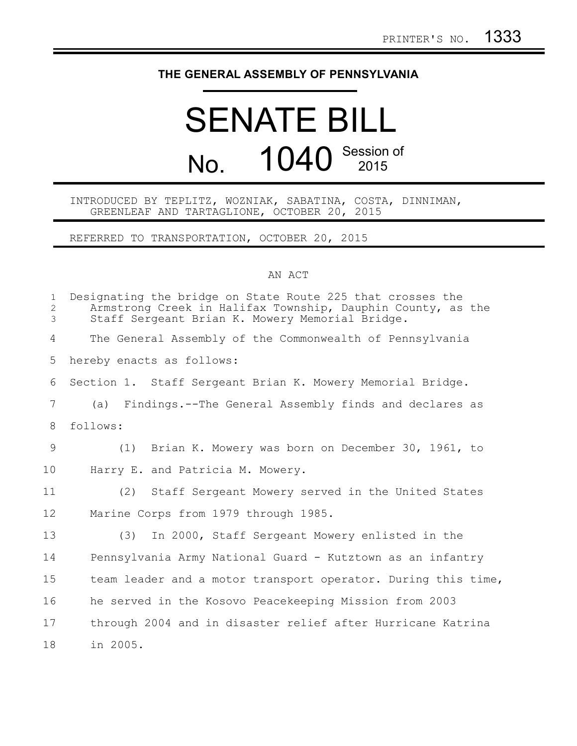PRINTER'S NO. 1333

# THE GENERAL ASSEMBLY OF PENNSYLVANIA

# SENATE BILL

## No. 1040 Session of 2015

INTRODUCED BY TEPLITZ, WOZNIAK, SABATINA, COSTA, DINNIMAN, GREENLEAF AND TARTAGLIONE, OCTOBER 20, 2015

REFERRED TO TRANSPORTATION, OCTOBER 20, 2015

AN ACT

Designating the bridge on State Route 225 that crosses the Armstrong Creek in Halifax Township, Dauphin County, as the Staff Sergeant Brian K. Mowery Memorial Bridge.

The General Assembly of the Commonwealth of Pennsylvania hereby enacts as follows:

Section 1. Staff Sergeant Brian K. Mowery Memorial Bridge.

(a) Findings.--The General Assembly finds and declares as follows:

(1) Brian K. Mowery was born on December 30, 1961, to Harry E. and Patricia M. Mowery.

(2) Staff Sergeant Mowery served in the United States Marine Corps from 1979 through 1985.

(3) In 2000, Staff Sergeant Mowery enlisted in the Pennsylvania Army National Guard - Kutztown as an infantry team leader and a motor transport operator. During this time, he served in the Kosovo Peacekeeping Mission from 2003 through 2004 and in disaster relief after Hurricane Katrina in 2005.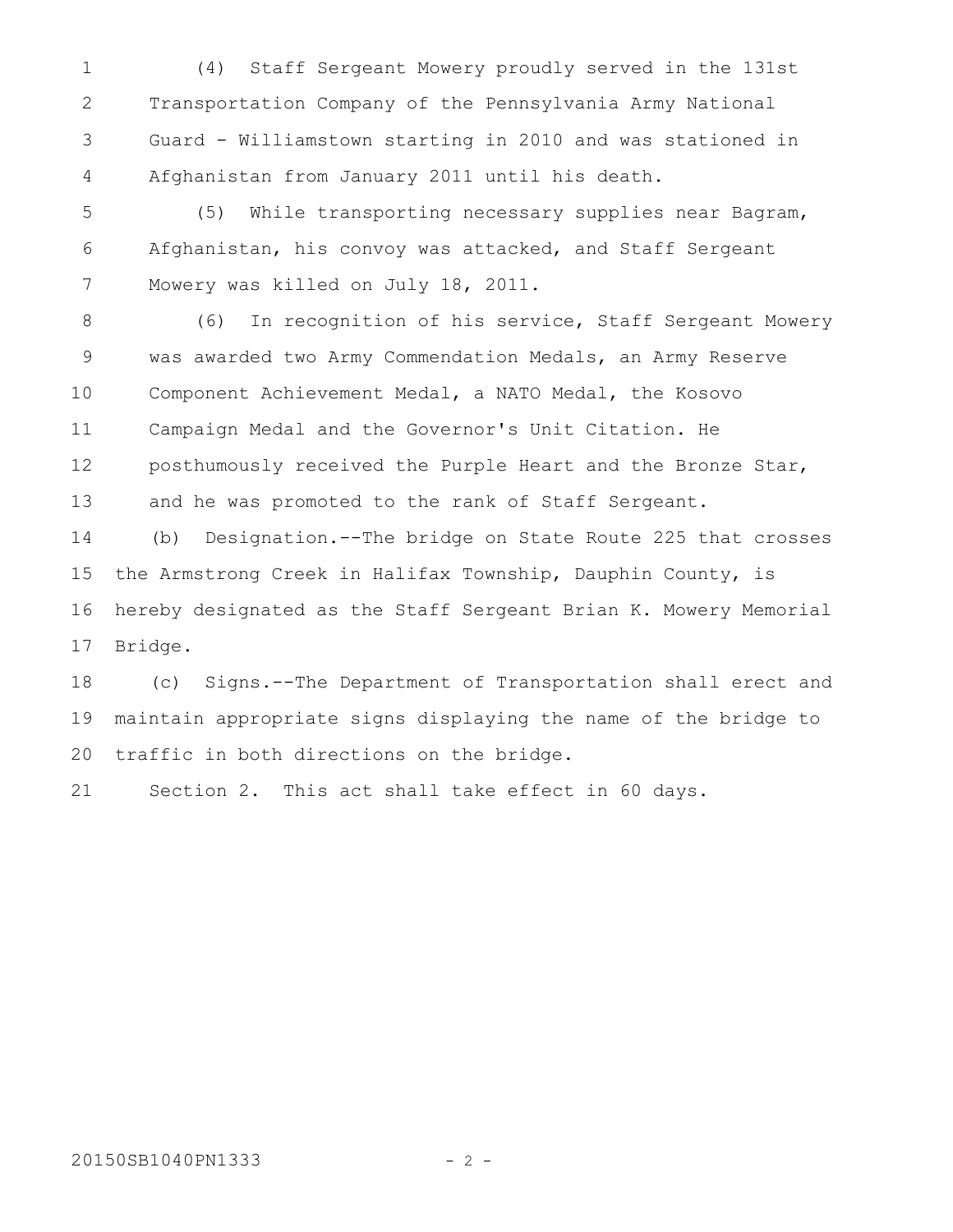(4) Staff Sergeant Mowery proudly served in the 131st Transportation Company of the Pennsylvania Army National Guard - Williamstown starting in 2010 and was stationed in Afghanistan from January 2011 until his death.

(5) While transporting necessary supplies near Bagram, Afghanistan, his convoy was attacked, and Staff Sergeant Mowery was killed on July 18, 2011.

(6) In recognition of his service, Staff Sergeant Mowery was awarded two Army Commendation Medals, an Army Reserve Component Achievement Medal, a NATO Medal, the Kosovo Campaign Medal and the Governor's Unit Citation. He posthumously received the Purple Heart and the Bronze Star, and he was promoted to the rank of Staff Sergeant.

(b) Designation.--The bridge on State Route 225 that crosses the Armstrong Creek in Halifax Township, Dauphin County, is hereby designated as the Staff Sergeant Brian K. Mowery Memorial Bridge.

(c) Signs.--The Department of Transportation shall erect and maintain appropriate signs displaying the name of the bridge to traffic in both directions on the bridge.

Section 2. This act shall take effect in 60 days.